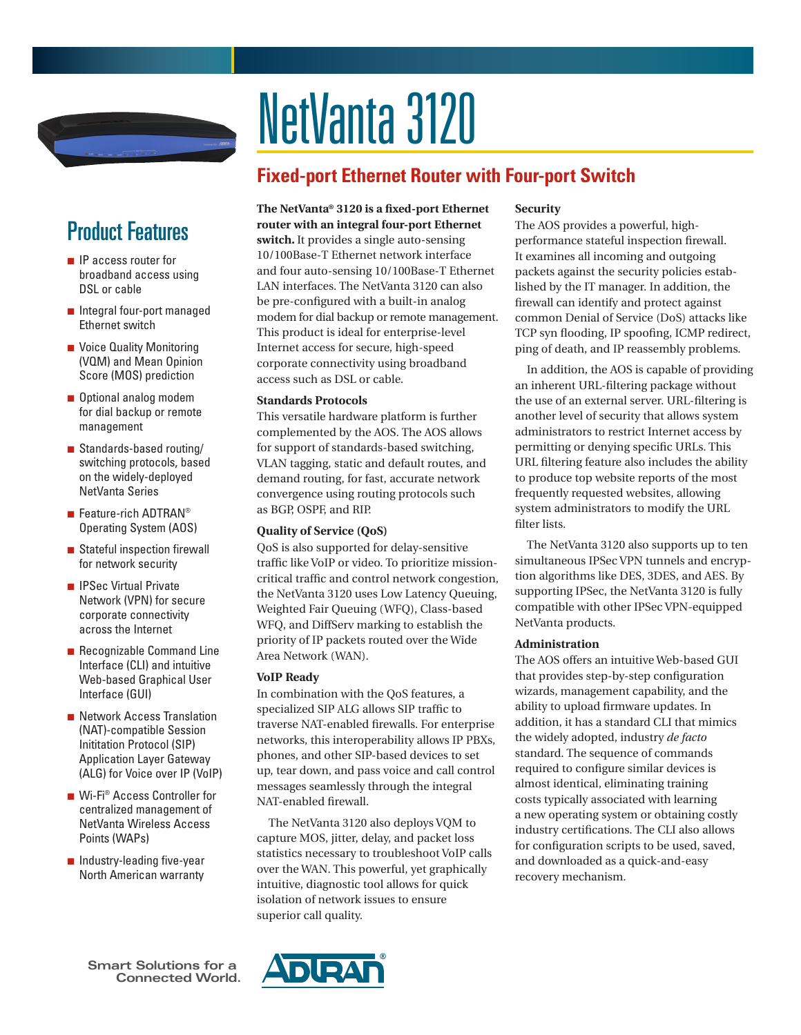# NetVanta 3120

## Fixed-port Ethernet Router with Four-port Switch

## Product Features

- IP access router for broadband access using DSL or cable
- Integral four-port managed Ethernet switch
- Voice Quality Monitoring (VQM) and Mean Opinion Score (MOS) prediction
- Optional analog modem for dial backup or remote management
- Standards-based routing/ switching protocols, based on the widely-deployed NetVanta Series
- Feature-rich ADTRAN® Operating System (AOS)
- Stateful inspection firewall for network security
- IPSec Virtual Private Network (VPN) for secure corporate connectivity across the Internet
- Recognizable Command Line Interface (CLI) and intuitive Web-based Graphical User Interface (GUI)
- Network Access Translation (NAT)-compatible Session Inititation Protocol (SIP) Application Layer Gateway (ALG) for Voice over IP (VoIP)
- Wi-Fi® Access Controller for centralized management of NetVanta Wireless Access Points (WAPs)
- Industry-leading five-year North American warranty

**The NetVanta® 3120 is a fixed-port Ethernet router with an integral four-port Ethernet switch.** It provides a single auto-sensing 10/100Base-T Ethernet network interface and four auto-sensing 10/100Base-T Ethernet LAN interfaces. The NetVanta 3120 can also be pre-configured with a built-in analog modem for dial backup or remote management. This product is ideal for enterprise-level Internet access for secure, high-speed corporate connectivity using broadband access such as DSL or cable.

### Standards Protocols

This versatile hardware platform is further complemented by the AOS. The AOS allows for support of standards-based switching, VLAN tagging, static and default routes, and demand routing, for fast, accurate network convergence using routing protocols such as BGP, OSPF, and RIP.

### Quality of Service (QoS)

QoS is also supported for delay-sensitive traffic like VoIP or video. To prioritize mission-critical traffic and control network congestion, the NetVanta 3120 uses Low Latency Queuing, Weighted Fair Queuing (WFQ), Class-based WFQ, and DiffServ marking to establish the priority of IP packets routed over the Wide Area Network (WAN).

### VoIP Ready

In combination with the QoS features, a specialized SIP ALG allows SIP traffic to traverse NAT-enabled firewalls. For enterprise networks, this interoperability allows IP PBXs, phones, and other SIP-based devices to set up, tear down, and pass voice and call control messages seamlessly through the integral NAT-enabled firewall.

The NetVanta 3120 also deploys VQM to capture MOS, jitter, delay, and packet loss statistics necessary to troubleshoot VoIP calls over the WAN. This powerful, yet graphically intuitive, diagnostic tool allows for quick isolation of network issues to ensure superior call quality.

### Security

The AOS provides a powerful, high-performance stateful inspection firewall. It examines all incoming and outgoing packets against the security policies established by the IT manager. In addition, the firewall can identify and protect against common Denial of Service (DoS) attacks like TCP syn flooding, IP spoofing, ICMP redirect, ping of death, and IP reassembly problems.

In addition, the AOS is capable of providing an inherent URL-filtering package without the use of an external server. URL-filtering is another level of security that allows system administrators to restrict Internet access by permitting or denying specific URLs. This URL filtering feature also includes the ability to produce top website reports of the most frequently requested websites, allowing system administrators to modify the URL filter lists.

The NetVanta 3120 also supports up to ten simultaneous IPSec VPN tunnels and encryption algorithms like DES, 3DES, and AES. By supporting IPSec, the NetVanta 3120 is fully compatible with other IPSec VPN-equipped NetVanta products.

### Administration

The AOS offers an intuitive Web-based GUI that provides step-by-step configuration wizards, management capability, and the ability to upload firmware updates. In addition, it has a standard CLI that mimics the widely adopted, industry *de facto* standard. The sequence of commands required to configure similar devices is almost identical, eliminating training costs typically associated with learning a new operating system or obtaining costly industry certifications. The CLI also allows for configuration scripts to be used, saved, and downloaded as a quick-and-easy recovery mechanism.

Smart Solutions for a Connected World.

ADTRAN®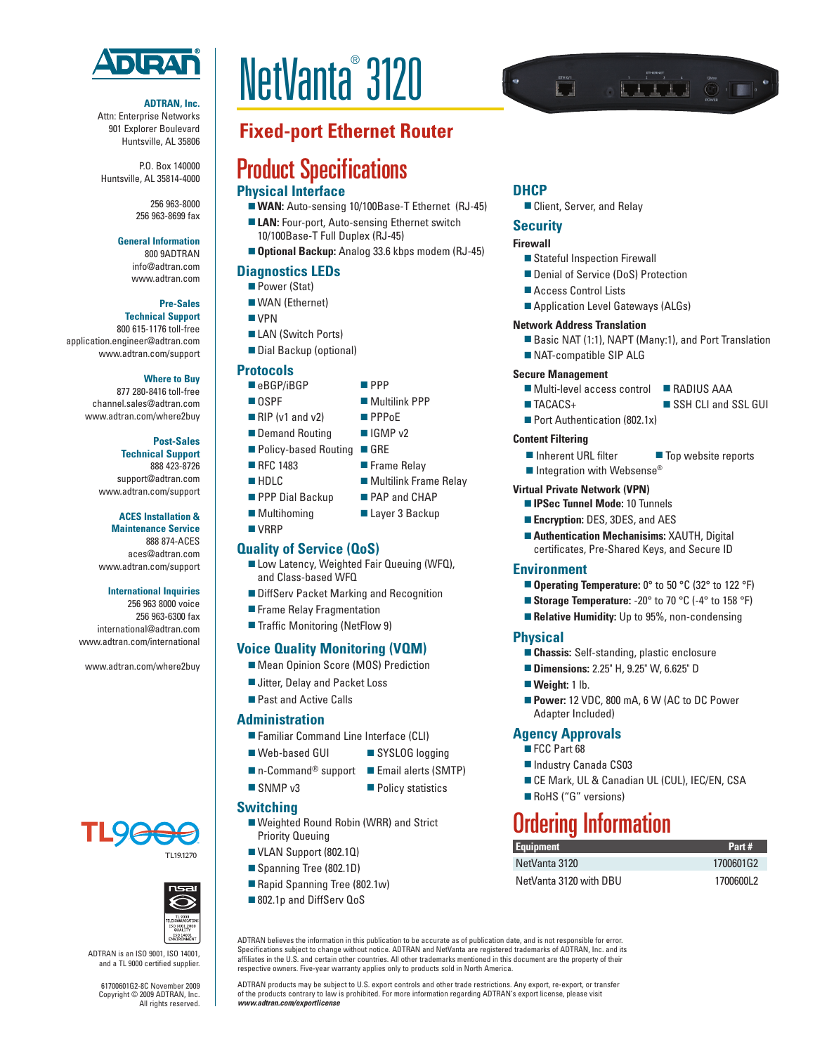ADTRAN, Inc.
Attn: Enterprise Networks
901 Explorer Boulevard
Huntsville, AL 35806

P.O. Box 140000
Huntsville, AL 35814-4000

256 963-8000
256 963-8699 fax

**General Information**
800 9ADTRAN
info@adtran.com
www.adtran.com

**Pre-Sales Technical Support**
800 615-1176 toll-free
application.engineer@adtran.com
www.adtran.com/support

**Where to Buy**
877 280-8416 toll-free
channel.sales@adtran.com
www.adtran.com/where2buy

**Post-Sales Technical Support**
888 423-8726
support@adtran.com
www.adtran.com/support

**ACES Installation & Maintenance Service**
888 874-ACES
aces@adtran.com
www.adtran.com/support

**International Inquiries**
256 963 8000 voice
256 963-6300 fax
international@adtran.com
www.adtran.com/international

www.adtran.com/where2buy

TL19.1270

ADTRAN is an ISO 9001, ISO 14001, and a TL 9000 certified supplier.

61700601G2-8C November 2009
Copyright © 2009 ADTRAN, Inc.
All rights reserved.

# NetVanta® 3120

## Fixed-port Ethernet Router

# Product Specifications

## Physical Interface

- **WAN:** Auto-sensing 10/100Base-T Ethernet (RJ-45)
- **LAN:** Four-port, Auto-sensing Ethernet switch 10/100Base-T Full Duplex (RJ-45)
- **Optional Backup:** Analog 33.6 kbps modem (RJ-45)

## Diagnostics LEDs

- Power (Stat)
- WAN (Ethernet)
- VPN
- LAN (Switch Ports)
- Dial Backup (optional)

## Protocols

- eBGP/iBGP
- OSPF
- RIP (v1 and v2)
- Demand Routing
- Policy-based Routing
- RFC 1483
- HDLC
- PPP Dial Backup
- Multihoming
- VRRP
- PPP
- Multilink PPP
- PPPoE
- IGMP v2
- GRE
- Frame Relay
- Multilink Frame Relay
- PAP and CHAP
- Layer 3 Backup

## Quality of Service (QoS)

- Low Latency, Weighted Fair Queuing (WFQ), and Class-based WFQ
- DiffServ Packet Marking and Recognition
- Frame Relay Fragmentation
- Traffic Monitoring (NetFlow 9)

## Voice Quality Monitoring (VQM)

- Mean Opinion Score (MOS) Prediction
- Jitter, Delay and Packet Loss
- Past and Active Calls

## Administration

- Familiar Command Line Interface (CLI)
- Web-based GUI
- n-Command® support
- SNMP v3
- SYSLOG logging
- Email alerts (SMTP)
- Policy statistics

## Switching

- Weighted Round Robin (WRR) and Strict Priority Queuing
- VLAN Support (802.1Q)
- Spanning Tree (802.1D)
- Rapid Spanning Tree (802.1w)
- 802.1p and DiffServ QoS

## DHCP

- Client, Server, and Relay

## Security

### Firewall

- Stateful Inspection Firewall
- Denial of Service (DoS) Protection
- Access Control Lists
- Application Level Gateways (ALGs)

### Network Address Translation

- Basic NAT (1:1), NAPT (Many:1), and Port Translation
- NAT-compatible SIP ALG

### Secure Management

- Multi-level access control
- TACACS+
- Port Authentication (802.1x)
- RADIUS AAA
- SSH CLI and SSL GUI

### Content Filtering

- Inherent URL filter
- Integration with Websense®
- Top website reports

### Virtual Private Network (VPN)

- **IPSec Tunnel Mode:** 10 Tunnels
- **Encryption:** DES, 3DES, and AES
- **Authentication Mechanisims:** XAUTH, Digital certificates, Pre-Shared Keys, and Secure ID

## Environment

- **Operating Temperature:** 0° to 50 °C (32° to 122 °F)
- **Storage Temperature:** -20° to 70 °C (-4° to 158 °F)
- **Relative Humidity:** Up to 95%, non-condensing

## Physical

- **Chassis:** Self-standing, plastic enclosure
- **Dimensions:** 2.25" H, 9.25" W, 6.625" D
- **Weight:** 1 lb.
- **Power:** 12 VDC, 800 mA, 6 W (AC to DC Power Adapter Included)

## Agency Approvals

- FCC Part 68
- Industry Canada CS03
- CE Mark, UL & Canadian UL (CUL), IEC/EN, CSA
- RoHS ("G" versions)

# Ordering Information

| Equipment | Part # |
|---|---|
| NetVanta 3120 | 1700601G2 |
| NetVanta 3120 with DBU | 1700600L2 |

ADTRAN believes the information in this publication to be accurate as of publication date, and is not responsible for error. Specifications subject to change without notice. ADTRAN and NetVanta are registered trademarks of ADTRAN, Inc. and its affiliates in the U.S. and certain other countries. All other trademarks mentioned in this document are the property of their respective owners. Five-year warranty applies only to products sold in North America.

ADTRAN products may be subject to U.S. export controls and other trade restrictions. Any export, re-export, or transfer of the products contrary to law is prohibited. For more information regarding ADTRAN's export license, please visit *www.adtran.com/exportlicense*